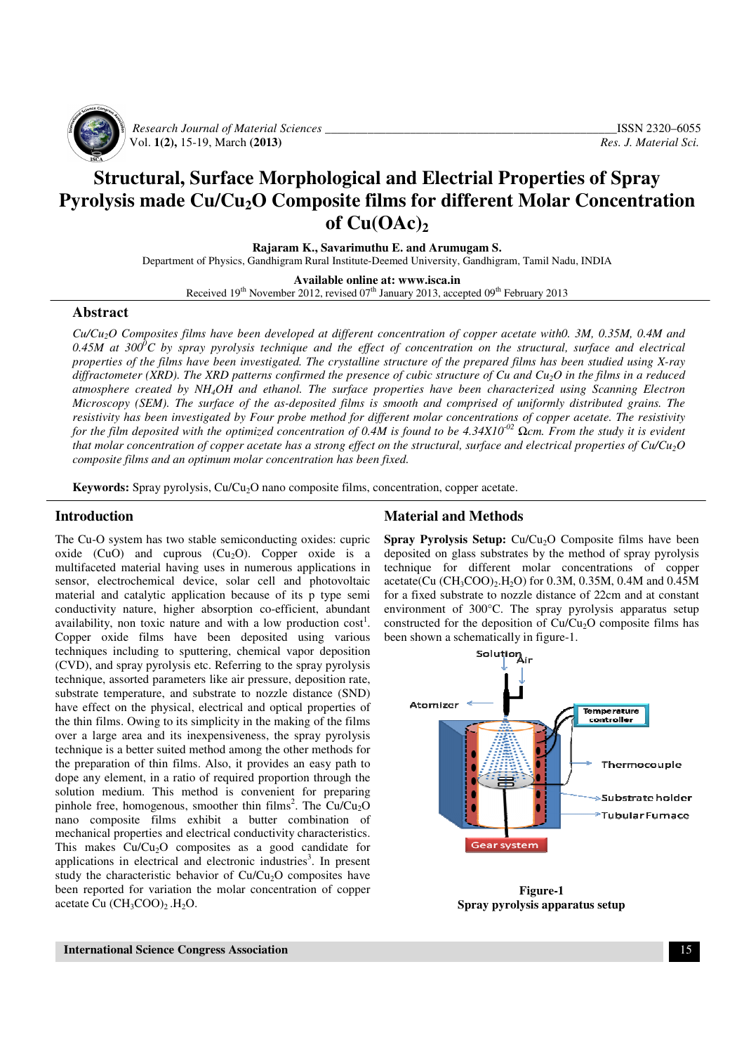# Structural, Surface Morphological and Electrial Properties of Spray Pyrolysis made Cu/$Cu_2O$ Composite films for different Molar Concentration of $Cu(OAc)_2$

**Rajaram K., Savarimuthu E. and Arumugam S.**

Department of Physics, Gandhigram Rural Institute-Deemed University, Gandhigram, Tamil Nadu, INDIA

**Available online at: www.isca.in**

Received 19th November 2012, revised 07th January 2013, accepted 09th February 2013

## Abstract

*Cu/$Cu_2O$ Composites films have been developed at different concentration of copper acetate with0. 3M, 0.35M, 0.4M and 0.45M at 300$^0$C by spray pyrolysis technique and the effect of concentration on the structural, surface and electrical properties of the films have been investigated. The crystalline structure of the prepared films has been studied using X-ray diffractometer (XRD). The XRD patterns confirmed the presence of cubic structure of Cu and $Cu_2O$ in the films in a reduced atmosphere created by $NH_4OH$ and ethanol. The surface properties have been characterized using Scanning Electron Microscopy (SEM). The surface of the as-deposited films is smooth and comprised of uniformly distributed grains. The resistivity has been investigated by Four probe method for different molar concentrations of copper acetate. The resistivity for the film deposited with the optimized concentration of 0.4M is found to be 4.34X10$^{-02}$ Ωcm. From the study it is evident that molar concentration of copper acetate has a strong effect on the structural, surface and electrical properties of Cu/$Cu_2O$ composite films and an optimum molar concentration has been fixed.*

**Keywords:** Spray pyrolysis, Cu/$Cu_2O$ nano composite films, concentration, copper acetate.

## Introduction

The Cu-O system has two stable semiconducting oxides: cupric oxide (CuO) and cuprous ($Cu_2O$). Copper oxide is a multifaceted material having uses in numerous applications in sensor, electrochemical device, solar cell and photovoltaic material and catalytic application because of its p type semi conductivity nature, higher absorption co-efficient, abundant availability, non toxic nature and with a low production cost[1]. Copper oxide films have been deposited using various techniques including to sputtering, chemical vapor deposition (CVD), and spray pyrolysis etc. Referring to the spray pyrolysis technique, assorted parameters like air pressure, deposition rate, substrate temperature, and substrate to nozzle distance (SND) have effect on the physical, electrical and optical properties of the thin films. Owing to its simplicity in the making of the films over a large area and its inexpensiveness, the spray pyrolysis technique is a better suited method among the other methods for the preparation of thin films. Also, it provides an easy path to dope any element, in a ratio of required proportion through the solution medium. This method is convenient for preparing pinhole free, homogenous, smoother thin films[2]. The Cu/$Cu_2O$ nano composite films exhibit a butter combination of mechanical properties and electrical conductivity characteristics. This makes Cu/$Cu_2O$ composites as a good candidate for applications in electrical and electronic industries[3]. In present study the characteristic behavior of Cu/$Cu_2O$ composites have been reported for variation the molar concentration of copper acetate Cu $(CH_3COO)_2.H_2O$.

## Material and Methods

**Spray Pyrolysis Setup:** Cu/$Cu_2O$ Composite films have been deposited on glass substrates by the method of spray pyrolysis technique for different molar concentrations of copper acetate(Cu $(CH_3COO)_2.H_2O$) for 0.3M, 0.35M, 0.4M and 0.45M for a fixed substrate to nozzle distance of 22cm and at constant environment of 300°C. The spray pyrolysis apparatus setup constructed for the deposition of Cu/$Cu_2O$ composite films has been shown a schematically in figure-1.

**Figure-1**
**Spray pyrolysis apparatus setup**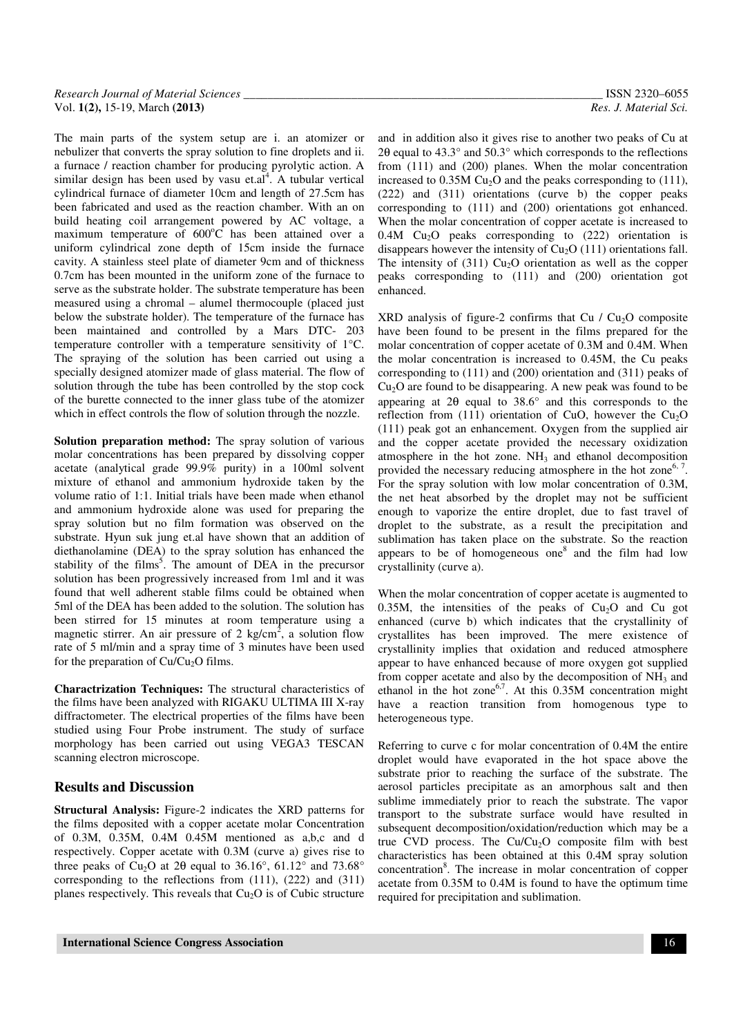The main parts of the system setup are i. an atomizer or nebulizer that converts the spray solution to fine droplets and ii. a furnace / reaction chamber for producing pyrolytic action. A similar design has been used by vasu et.al[4]. A tubular vertical cylindrical furnace of diameter 10cm and length of 27.5cm has been fabricated and used as the reaction chamber. With an on build heating coil arrangement powered by AC voltage, a maximum temperature of $600^oC$ has been attained over a uniform cylindrical zone depth of 15cm inside the furnace cavity. A stainless steel plate of diameter 9cm and of thickness 0.7cm has been mounted in the uniform zone of the furnace to serve as the substrate holder. The substrate temperature has been measured using a chromal – alumel thermocouple (placed just below the substrate holder). The temperature of the furnace has been maintained and controlled by a Mars DTC- 203 temperature controller with a temperature sensitivity of 1°C. The spraying of the solution has been carried out using a specially designed atomizer made of glass material. The flow of solution through the tube has been controlled by the stop cock of the burette connected to the inner glass tube of the atomizer which in effect controls the flow of solution through the nozzle.

**Solution preparation method:** The spray solution of various molar concentrations has been prepared by dissolving copper acetate (analytical grade 99.9% purity) in a 100ml solvent mixture of ethanol and ammonium hydroxide taken by the volume ratio of 1:1. Initial trials have been made when ethanol and ammonium hydroxide alone was used for preparing the spray solution but no film formation was observed on the substrate. Hyun suk jung et.al have shown that an addition of diethanolamine (DEA) to the spray solution has enhanced the stability of the films[5]. The amount of DEA in the precursor solution has been progressively increased from 1ml and it was found that well adherent stable films could be obtained when 5ml of the DEA has been added to the solution. The solution has been stirred for 15 minutes at room temperature using a magnetic stirrer. An air pressure of 2 $kg/cm^2$, a solution flow rate of 5 ml/min and a spray time of 3 minutes have been used for the preparation of $Cu/Cu_2O$ films.

**Charactrization Techniques:** The structural characteristics of the films have been analyzed with RIGAKU ULTIMA III X-ray diffractometer. The electrical properties of the films have been studied using Four Probe instrument. The study of surface morphology has been carried out using VEGA3 TESCAN scanning electron microscope.

## Results and Discussion

**Structural Analysis:** Figure-2 indicates the XRD patterns for the films deposited with a copper acetate molar Concentration of 0.3M, 0.35M, 0.4M 0.45M mentioned as a,b,c and d respectively. Copper acetate with 0.3M (curve a) gives rise to three peaks of $Cu_2O$ at $2\theta$ equal to 36.16°, 61.12° and 73.68° corresponding to the reflections from (111), (222) and (311) planes respectively. This reveals that $Cu_2O$ is of Cubic structure and in addition also it gives rise to another two peaks of Cu at $2\theta$ equal to 43.3° and 50.3° which corresponds to the reflections from (111) and (200) planes. When the molar concentration increased to 0.35M $Cu_2O$ and the peaks corresponding to (111), (222) and (311) orientations (curve b) the copper peaks corresponding to (111) and (200) orientations got enhanced. When the molar concentration of copper acetate is increased to 0.4M $Cu_2O$ peaks corresponding to (222) orientation is disappears however the intensity of $Cu_2O$ (111) orientations fall. The intensity of (311) $Cu_2O$ orientation as well as the copper peaks corresponding to (111) and (200) orientation got enhanced.

XRD analysis of figure-2 confirms that Cu / $Cu_2O$ composite have been found to be present in the films prepared for the molar concentration of copper acetate of 0.3M and 0.4M. When the molar concentration is increased to 0.45M, the Cu peaks corresponding to (111) and (200) orientation and (311) peaks of $Cu_2O$ are found to be disappearing. A new peak was found to be appearing at $2\theta$ equal to 38.6° and this corresponds to the reflection from (111) orientation of CuO, however the $Cu_2O$ (111) peak got an enhancement. Oxygen from the supplied air and the copper acetate provided the necessary oxidization atmosphere in the hot zone. $NH_3$ and ethanol decomposition provided the necessary reducing atmosphere in the hot zone[6, 7]. For the spray solution with low molar concentration of 0.3M, the net heat absorbed by the droplet may not be sufficient enough to vaporize the entire droplet, due to fast travel of droplet to the substrate, as a result the precipitation and sublimation has taken place on the substrate. So the reaction appears to be of homogeneous one[8] and the film had low crystallinity (curve a).

When the molar concentration of copper acetate is augmented to 0.35M, the intensities of the peaks of $Cu_2O$ and Cu got enhanced (curve b) which indicates that the crystallinity of crystallites has been improved. The mere existence of crystallinity implies that oxidation and reduced atmosphere appear to have enhanced because of more oxygen got supplied from copper acetate and also by the decomposition of $NH_3$ and ethanol in the hot zone[6,7]. At this 0.35M concentration might have a reaction transition from homogenous type to heterogeneous type.

Referring to curve c for molar concentration of 0.4M the entire droplet would have evaporated in the hot space above the substrate prior to reaching the surface of the substrate. The aerosol particles precipitate as an amorphous salt and then sublime immediately prior to reach the substrate. The vapor transport to the substrate surface would have resulted in subsequent decomposition/oxidation/reduction which may be a true CVD process. The $Cu/Cu_2O$ composite film with best characteristics has been obtained at this 0.4M spray solution concentration[8]. The increase in molar concentration of copper acetate from 0.35M to 0.4M is found to have the optimum time required for precipitation and sublimation.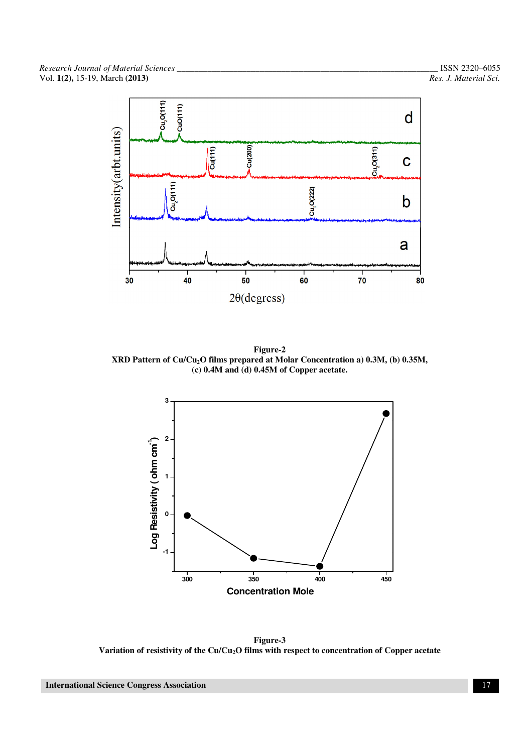**Figure-2**
**XRD Pattern of $Cu/Cu_2O$ films prepared at Molar Concentration a) 0.3M, (b) 0.35M, (c) 0.4M and (d) 0.45M of Copper acetate.**

**Figure-3**
**Variation of resistivity of the $Cu/Cu_2O$ films with respect to concentration of Copper acetate**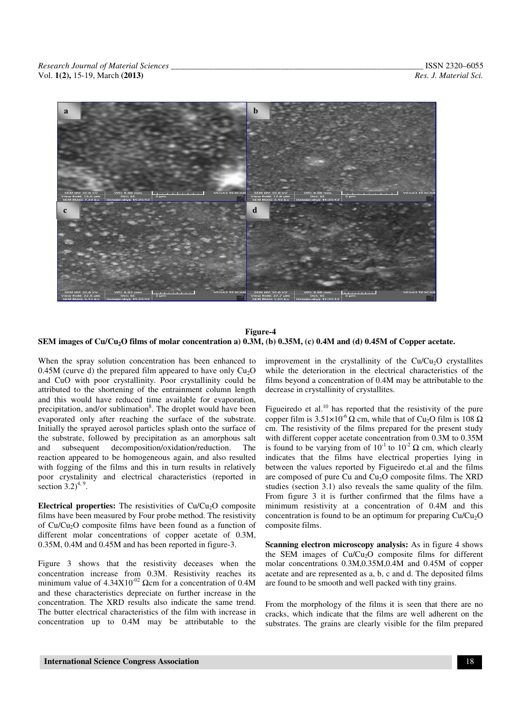**Figure-4**

**SEM images of $Cu/Cu_2O$ films of molar concentration a) 0.3M, (b) 0.35M, (c) 0.4M and (d) 0.45M of Copper acetate.**

When the spray solution concentration has been enhanced to 0.45M (curve d) the prepared film appeared to have only $Cu_2O$ and CuO with poor crystallinity. Poor crystallinity could be attributed to the shortening of the entrainment column length and this would have reduced time available for evaporation, precipitation, and/or sublimation[8]. The droplet would have been evaporated only after reaching the surface of the substrate. Initially the sprayed aerosol particles splash onto the surface of the substrate, followed by precipitation as an amorphous salt and subsequent decomposition/oxidation/reduction. The reaction appeared to be homogeneous again, and also resulted with fogging of the films and this in turn results in relatively poor crystalinity and electrical characteristics (reported in section 3.2)[4, 9].

**Electrical properties:** The resistivities of $Cu/Cu_2O$ composite films have been measured by Four probe method. The resistivity of $Cu/Cu_2O$ composite films have been found as a function of different molar concentrations of copper acetate of 0.3M, 0.35M, 0.4M and 0.45M and has been reported in figure-3.

Figure 3 shows that the resistivity deceases when the concentration increase from 0.3M. Resistivity reaches its minimum value of $4.34X10^{-02}$ Ωcm for a concentration of 0.4M and these characteristics depreciate on further increase in the concentration. The XRD results also indicate the same trend. The butter electrical characteristics of the film with increase in concentration up to 0.4M may be attributable to the improvement in the crystallinity of the $Cu/Cu_2O$ crystallites while the deterioration in the electrical characteristics of the films beyond a concentration of 0.4M may be attributable to the decrease in crystallinity of crystallites.

Figueiredo et al.[10] has reported that the resistivity of the pure copper film is $3.51\times10^{-6}$ Ω cm, while that of $Cu_2O$ film is 108 Ω cm. The resistivity of the films prepared for the present study with different copper acetate concentration from 0.3M to 0.35M is found to be varying from of $10^{-1}$ to $10^{-2}$ Ω cm, which clearly indicates that the films have electrical properties lying in between the values reported by Figueiredo et.al and the films are composed of pure Cu and $Cu_2O$ composite films. The XRD studies (section 3.1) also reveals the same quality of the film. From figure 3 it is further confirmed that the films have a minimum resistivity at a concentration of 0.4M and this concentration is found to be an optimum for preparing $Cu/Cu_2O$ composite films.

**Scanning electron microscopy analysis:** As in figure 4 shows the SEM images of $Cu/Cu_2O$ composite films for different molar concentrations 0.3M,0.35M,0.4M and 0.45M of copper acetate and are represented as a, b, c and d. The deposited films are found to be smooth and well packed with tiny grains.

From the morphology of the films it is seen that there are no cracks, which indicate that the films are well adherent on the substrates. The grains are clearly visible for the film prepared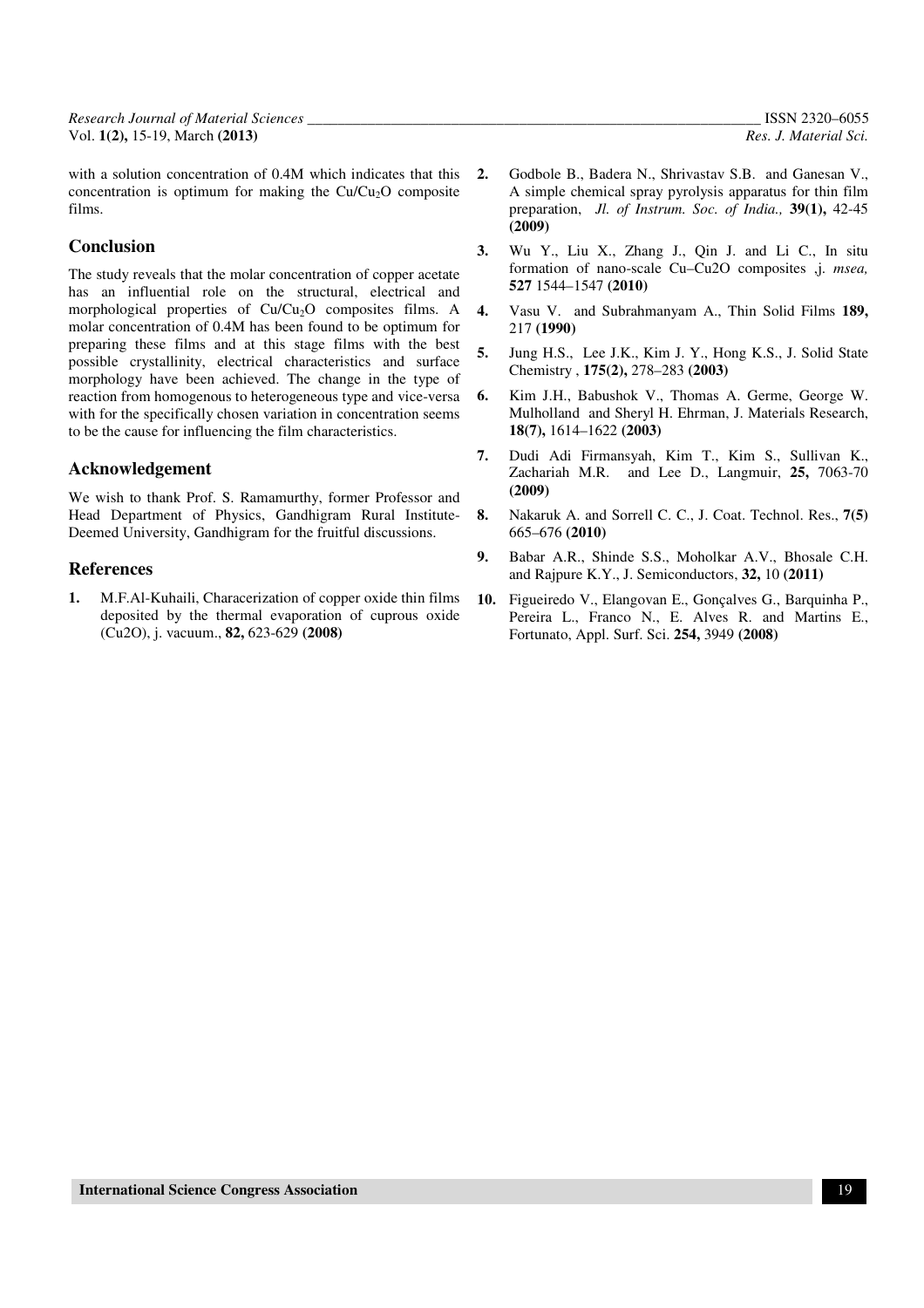with a solution concentration of 0.4M which indicates that this concentration is optimum for making the $Cu/Cu_2O$ composite films.

## Conclusion

The study reveals that the molar concentration of copper acetate has an influential role on the structural, electrical and morphological properties of $Cu/Cu_2O$ composites films. A molar concentration of 0.4M has been found to be optimum for preparing these films and at this stage films with the best possible crystallinity, electrical characteristics and surface morphology have been achieved. The change in the type of reaction from homogenous to heterogeneous type and vice-versa with for the specifically chosen variation in concentration seems to be the cause for influencing the film characteristics.

## Acknowledgement

We wish to thank Prof. S. Ramamurthy, former Professor and Head Department of Physics, Gandhigram Rural Institute-Deemed University, Gandhigram for the fruitful discussions.

## References

1. M.F.Al-Kuhaili, Characerization of copper oxide thin films deposited by the thermal evaporation of cuprous oxide (Cu2O), j. vacuum., **82,** 623-629 **(2008)**
2. Godbole B., Badera N., Shrivastav S.B. and Ganesan V., A simple chemical spray pyrolysis apparatus for thin film preparation, *Jl. of Instrum. Soc. of India.,* **39(1),** 42-45 **(2009)**
3. Wu Y., Liu X., Zhang J., Qin J. and Li C., In situ formation of nano-scale Cu–Cu2O composites ,j. *msea,* **527** 1544–1547 **(2010)**
4. Vasu V. and Subrahmanyam A., Thin Solid Films **189,** 217 **(1990)**
5. Jung H.S., Lee J.K., Kim J. Y., Hong K.S., J. Solid State Chemistry , **175(2),** 278–283 **(2003)**
6. Kim J.H., Babushok V., Thomas A. Germe, George W. Mulholland and Sheryl H. Ehrman, J. Materials Research, **18(7),** 1614–1622 **(2003)**
7. Dudi Adi Firmansyah, Kim T., Kim S., Sullivan K., Zachariah M.R. and Lee D., Langmuir, **25,** 7063-70 **(2009)**
8. Nakaruk A. and Sorrell C. C., J. Coat. Technol. Res., **7(5)** 665–676 **(2010)**
9. Babar A.R., Shinde S.S., Moholkar A.V., Bhosale C.H. and Rajpure K.Y., J. Semiconductors, **32,** 10 **(2011)**
10. Figueiredo V., Elangovan E., Gonçalves G., Barquinha P., Pereira L., Franco N., E. Alves R. and Martins E., Fortunato, Appl. Surf. Sci. **254,** 3949 **(2008)**